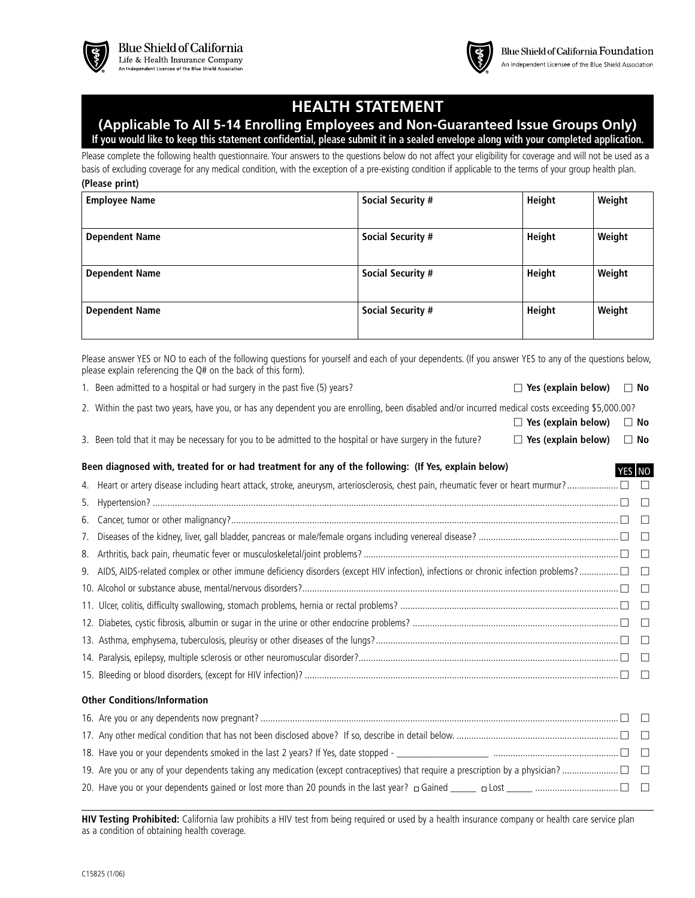Blue Shield of California
Life & Health Insurance Company
An Independent Licensee of the Blue Shield Association

Blue Shield of California Foundation
An Independent Licensee of the Blue Shield Association

# HEALTH STATEMENT

## (Applicable To All 5-14 Enrolling Employees and Non-Guaranteed Issue Groups Only)

**If you would like to keep this statement confidential, please submit it in a sealed envelope along with your completed application.**

Please complete the following health questionnaire. Your answers to the questions below do not affect your eligibility for coverage and will not be used as a basis of excluding coverage for any medical condition, with the exception of a pre-existing condition if applicable to the terms of your group health plan.

**(Please print)**

| Employee Name | Social Security # | Height | Weight |
|---|---|---|---|
| **Dependent Name** | **Social Security #** | **Height** | **Weight** |
| **Dependent Name** | **Social Security #** | **Height** | **Weight** |
| **Dependent Name** | **Social Security #** | **Height** | **Weight** |

Please answer YES or NO to each of the following questions for yourself and each of your dependents. (If you answer YES to any of the questions below, please explain referencing the Q# on the back of this form).

1. Been admitted to a hospital or had surgery in the past five (5) years? ☐ **Yes (explain below)** ☐ **No**
2. Within the past two years, have you, or has any dependent you are enrolling, been disabled and/or incurred medical costs exceeding $5,000.00? ☐ **Yes (explain below)** ☐ **No**
3. Been told that it may be necessary for you to be admitted to the hospital or have surgery in the future? ☐ **Yes (explain below)** ☐ **No**

**Been diagnosed with, treated for or had treatment for any of the following: (If Yes, explain below)**

| | YES | NO |
|---|---|---|
| 4. Heart or artery disease including heart attack, stroke, aneurysm, arteriosclerosis, chest pain, rheumatic fever or heart murmur? | ☐ | ☐ |
| 5. Hypertension? | ☐ | ☐ |
| 6. Cancer, tumor or other malignancy? | ☐ | ☐ |
| 7. Diseases of the kidney, liver, gall bladder, pancreas or male/female organs including venereal disease? | ☐ | ☐ |
| 8. Arthritis, back pain, rheumatic fever or musculoskeletal/joint problems? | ☐ | ☐ |
| 9. AIDS, AIDS-related complex or other immune deficiency disorders (except HIV infection), infections or chronic infection problems? | ☐ | ☐ |
| 10. Alcohol or substance abuse, mental/nervous disorders? | ☐ | ☐ |
| 11. Ulcer, colitis, difficulty swallowing, stomach problems, hernia or rectal problems? | ☐ | ☐ |
| 12. Diabetes, cystic fibrosis, albumin or sugar in the urine or other endocrine problems? | ☐ | ☐ |
| 13. Asthma, emphysema, tuberculosis, pleurisy or other diseases of the lungs? | ☐ | ☐ |
| 14. Paralysis, epilepsy, multiple sclerosis or other neuromuscular disorder? | ☐ | ☐ |
| 15. Bleeding or blood disorders, (except for HIV infection)? | ☐ | ☐ |

**Other Conditions/Information**

| | YES | NO |
|---|---|---|
| 16. Are you or any dependents now pregnant? | ☐ | ☐ |
| 17. Any other medical condition that has not been disclosed above? If so, describe in detail below. | ☐ | ☐ |
| 18. Have you or your dependents smoked in the last 2 years? If Yes, date stopped - ___________________ | ☐ | ☐ |
| 19. Are you or any of your dependents taking any medication (except contraceptives) that require a prescription by a physician? | ☐ | ☐ |
| 20. Have you or your dependents gained or lost more than 20 pounds in the last year? ☐ Gained ______ ☐ Lost ______ | ☐ | ☐ |

**HIV Testing Prohibited:** California law prohibits a HIV test from being required or used by a health insurance company or health care service plan as a condition of obtaining health coverage.

C15825 (1/06)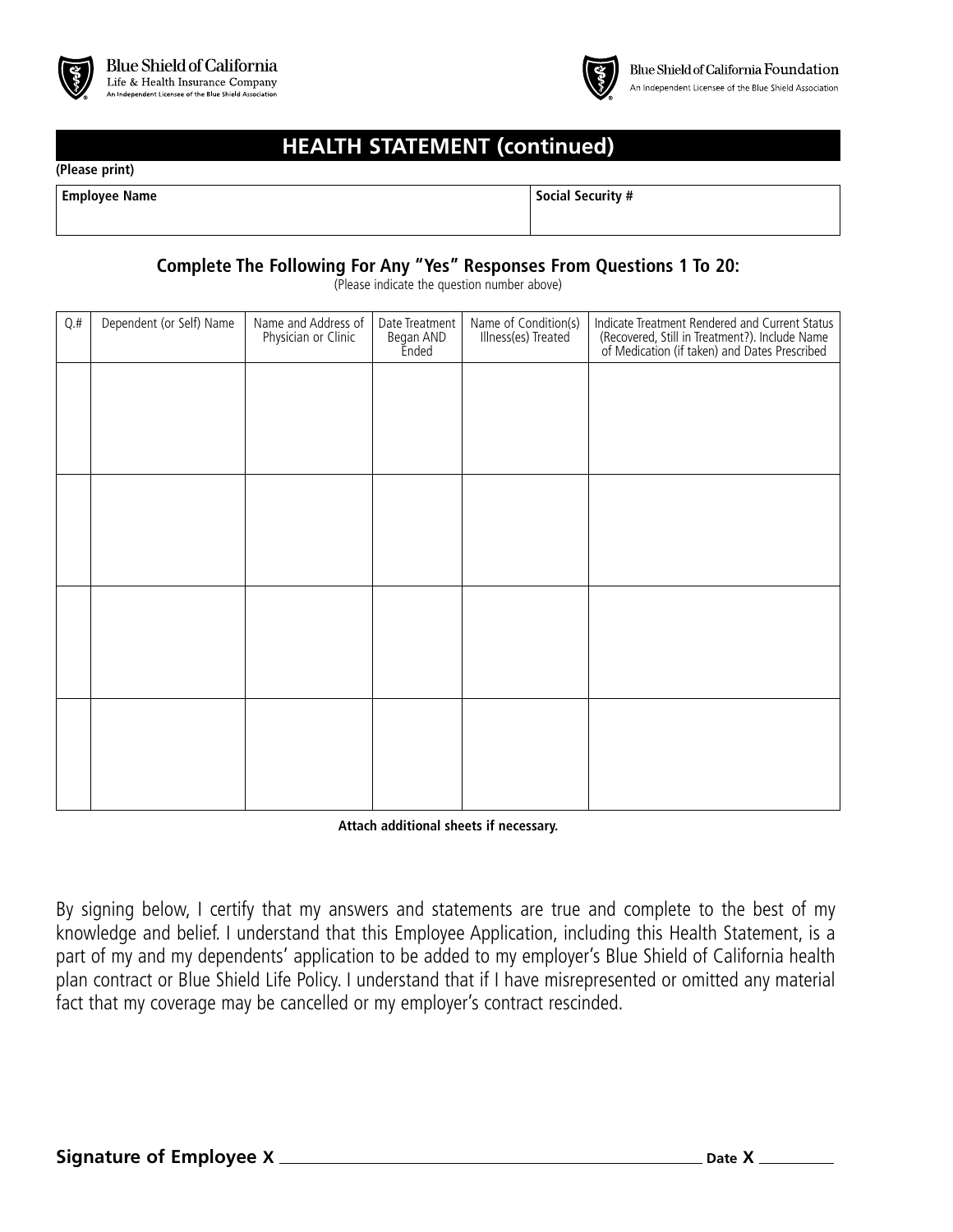Blue Shield of California
Life & Health Insurance Company
An Independent Licensee of the Blue Shield Association

Blue Shield of California Foundation
An Independent Licensee of the Blue Shield Association

## HEALTH STATEMENT (continued)

**(Please print)**

| **Employee Name** | **Social Security #** |
|---|---|
| | |

### Complete The Following For Any "Yes" Responses From Questions 1 To 20:

(Please indicate the question number above)

| Q.# | Dependent (or Self) Name | Name and Address of Physician or Clinic | Date Treatment Began AND Ended | Name of Condition(s) Illness(es) Treated | Indicate Treatment Rendered and Current Status (Recovered, Still in Treatment?). Include Name of Medication (if taken) and Dates Prescribed |
|---|---|---|---|---|---|
| | | | | | |
| | | | | | |
| | | | | | |
| | | | | | |

**Attach additional sheets if necessary.**

By signing below, I certify that my answers and statements are true and complete to the best of my knowledge and belief. I understand that this Employee Application, including this Health Statement, is a part of my and my dependents' application to be added to my employer's Blue Shield of California health plan contract or Blue Shield Life Policy. I understand that if I have misrepresented or omitted any material fact that my coverage may be cancelled or my employer's contract rescinded.

**Signature of Employee X** ____________________ **Date X** __________